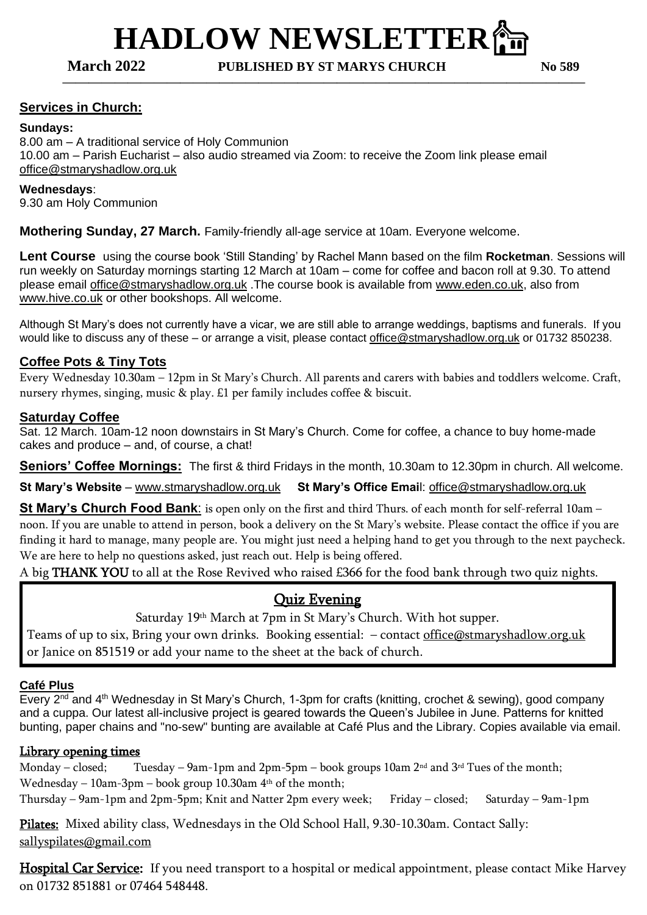# HADLOW NEWSLETTER

**March 2022** **PUBLISHED BY ST MARYS CHURCH** **No 589**

## Services in Church:

**Sundays:**
8.00 am – A traditional service of Holy Communion
10.00 am – Parish Eucharist – also audio streamed via Zoom: to receive the Zoom link please email office@stmaryshadlow.org.uk

**Wednesdays**:
9.30 am Holy Communion

**Mothering Sunday, 27 March.** Family-friendly all-age service at 10am. Everyone welcome.

**Lent Course** using the course book 'Still Standing' by Rachel Mann based on the film **Rocketman**. Sessions will run weekly on Saturday mornings starting 12 March at 10am – come for coffee and bacon roll at 9.30. To attend please email office@stmaryshadlow.org.uk .The course book is available from www.eden.co.uk, also from www.hive.co.uk or other bookshops. All welcome.

Although St Mary's does not currently have a vicar, we are still able to arrange weddings, baptisms and funerals. If you would like to discuss any of these – or arrange a visit, please contact office@stmaryshadlow.org.uk or 01732 850238.

## Coffee Pots & Tiny Tots

Every Wednesday 10.30am – 12pm in St Mary's Church. All parents and carers with babies and toddlers welcome. Craft, nursery rhymes, singing, music & play. £1 per family includes coffee & biscuit.

## Saturday Coffee

Sat. 12 March. 10am-12 noon downstairs in St Mary's Church. Come for coffee, a chance to buy home-made cakes and produce – and, of course, a chat!

**Seniors' Coffee Mornings:** The first & third Fridays in the month, 10.30am to 12.30pm in church. All welcome.

**St Mary's Website** – www.stmaryshadlow.org.uk **St Mary's Office Email**: office@stmaryshadlow.org.uk

**St Mary's Church Food Bank**: is open only on the first and third Thurs. of each month for self-referral 10am – noon. If you are unable to attend in person, book a delivery on the St Mary's website. Please contact the office if you are finding it hard to manage, many people are. You might just need a helping hand to get you through to the next paycheck. We are here to help no questions asked, just reach out. Help is being offered.

A big **THANK YOU** to all at the Rose Revived who raised £366 for the food bank through two quiz nights.

## Quiz Evening

Saturday 19th March at 7pm in St Mary's Church. With hot supper.

Teams of up to six, Bring your own drinks. Booking essential: – contact office@stmaryshadlow.org.uk or Janice on 851519 or add your name to the sheet at the back of church.

## Café Plus

Every 2nd and 4th Wednesday in St Mary's Church, 1-3pm for crafts (knitting, crochet & sewing), good company and a cuppa. Our latest all-inclusive project is geared towards the Queen's Jubilee in June. Patterns for knitted bunting, paper chains and "no-sew" bunting are available at Café Plus and the Library. Copies available via email.

## Library opening times

Monday – closed; Tuesday – 9am-1pm and 2pm-5pm – book groups 10am 2nd and 3rd Tues of the month;
Wednesday – 10am-3pm – book group 10.30am 4th of the month;
Thursday – 9am-1pm and 2pm-5pm; Knit and Natter 2pm every week; Friday – closed; Saturday – 9am-1pm

**Pilates:** Mixed ability class, Wednesdays in the Old School Hall, 9.30-10.30am. Contact Sally: sallyspilates@gmail.com

**Hospital Car Service:** If you need transport to a hospital or medical appointment, please contact Mike Harvey on 01732 851881 or 07464 548448.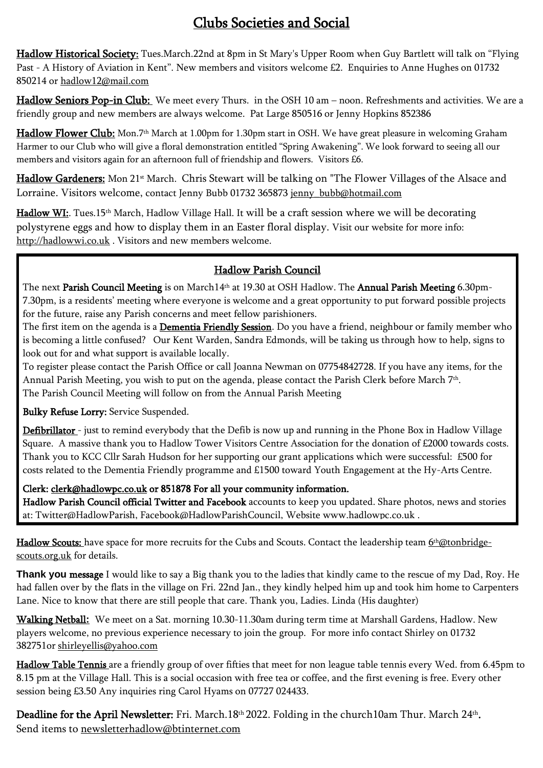# Clubs Societies and Social

**Hadlow Historical Society:** Tues.March.22nd at 8pm in St Mary's Upper Room when Guy Bartlett will talk on "Flying Past - A History of Aviation in Kent". New members and visitors welcome £2. Enquiries to Anne Hughes on 01732 850214 or hadlow12@mail.com

**Hadlow Seniors Pop-in Club:** We meet every Thurs. in the OSH 10 am – noon. Refreshments and activities. We are a friendly group and new members are always welcome. Pat Large 850516 or Jenny Hopkins 852386

**Hadlow Flower Club:** Mon.7th March at 1.00pm for 1.30pm start in OSH. We have great pleasure in welcoming Graham Harmer to our Club who will give a floral demonstration entitled "Spring Awakening". We look forward to seeing all our members and visitors again for an afternoon full of friendship and flowers. Visitors £6.

**Hadlow Gardeners:** Mon 21st March. Chris Stewart will be talking on "The Flower Villages of the Alsace and Lorraine. Visitors welcome, contact Jenny Bubb 01732 365873 jenny_bubb@hotmail.com

**Hadlow WI:**. Tues.15th March, Hadlow Village Hall. It will be a craft session where we will be decorating polystyrene eggs and how to display them in an Easter floral display. Visit our website for more info: http://hadlowwi.co.uk . Visitors and new members welcome.

## Hadlow Parish Council

The next **Parish Council Meeting** is on March14th at 19.30 at OSH Hadlow. The **Annual Parish Meeting** 6.30pm-7.30pm, is a residents' meeting where everyone is welcome and a great opportunity to put forward possible projects for the future, raise any Parish concerns and meet fellow parishioners.

The first item on the agenda is a **Dementia Friendly Session**. Do you have a friend, neighbour or family member who is becoming a little confused? Our Kent Warden, Sandra Edmonds, will be taking us through how to help, signs to look out for and what support is available locally.

To register please contact the Parish Office or call Joanna Newman on 07754842728. If you have any items, for the Annual Parish Meeting, you wish to put on the agenda, please contact the Parish Clerk before March 7th.

The Parish Council Meeting will follow on from the Annual Parish Meeting

**Bulky Refuse Lorry:** Service Suspended.

**Defibrillator** - just to remind everybody that the Defib is now up and running in the Phone Box in Hadlow Village Square. A massive thank you to Hadlow Tower Visitors Centre Association for the donation of £2000 towards costs. Thank you to KCC Cllr Sarah Hudson for her supporting our grant applications which were successful: £500 for costs related to the Dementia Friendly programme and £1500 toward Youth Engagement at the Hy-Arts Centre.

**Clerk: clerk@hadlowpc.co.uk or 851878 For all your community information.**

**Hadlow Parish Council official Twitter and Facebook** accounts to keep you updated. Share photos, news and stories at: Twitter@HadlowParish, Facebook@HadlowParishCouncil, Website www.hadlowpc.co.uk .

**Hadlow Scouts:** have space for more recruits for the Cubs and Scouts. Contact the leadership team 6th@tonbridge-scouts.org.uk for details.

**Thank you message** I would like to say a Big thank you to the ladies that kindly came to the rescue of my Dad, Roy. He had fallen over by the flats in the village on Fri. 22nd Jan., they kindly helped him up and took him home to Carpenters Lane. Nice to know that there are still people that care. Thank you, Ladies. Linda (His daughter)

**Walking Netball:** We meet on a Sat. morning 10.30-11.30am during term time at Marshall Gardens, Hadlow. New players welcome, no previous experience necessary to join the group. For more info contact Shirley on 01732 382751or shirleyellis@yahoo.com

**Hadlow Table Tennis** are a friendly group of over fifties that meet for non league table tennis every Wed. from 6.45pm to 8.15 pm at the Village Hall. This is a social occasion with free tea or coffee, and the first evening is free. Every other session being £3.50 Any inquiries ring Carol Hyams on 07727 024433.

**Deadline for the April Newsletter:** Fri. March.18th 2022. Folding in the church10am Thur. March 24th.
Send items to newsletterhadlow@btinternet.com